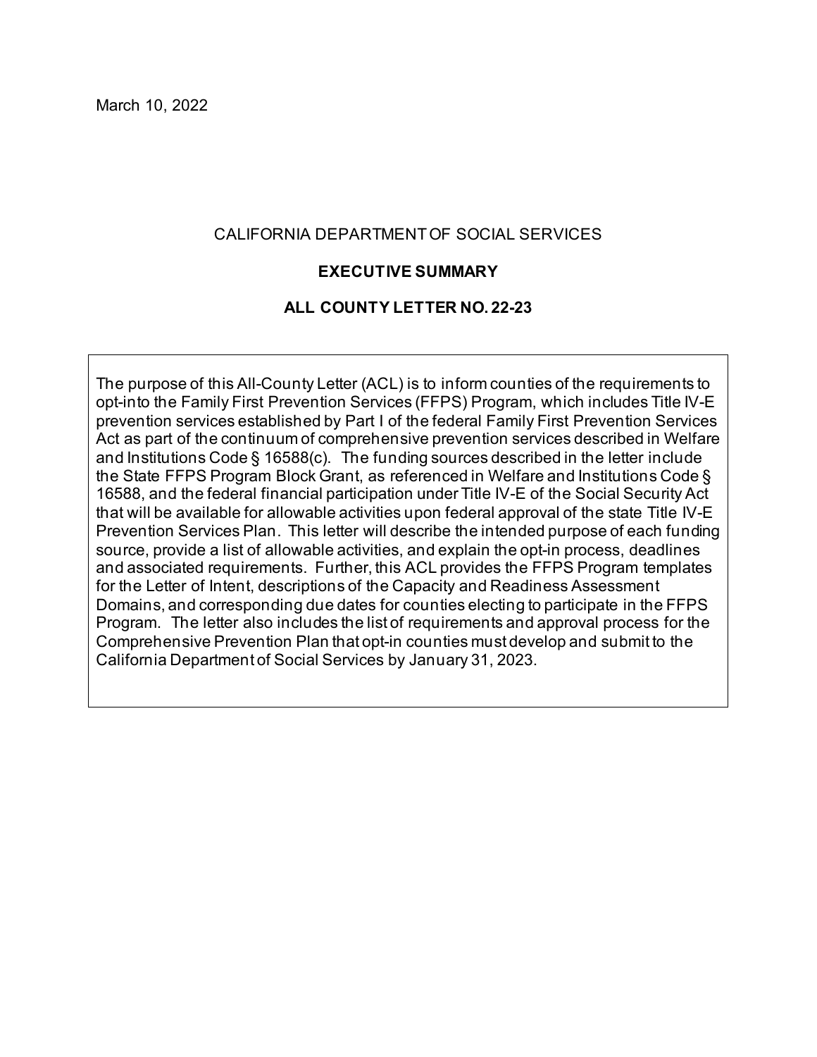March 10, 2022

CALIFORNIA DEPARTMENT OF SOCIAL SERVICES

**EXECUTIVE SUMMARY**

**ALL COUNTY LETTER NO. 22-23**

The purpose of this All-County Letter (ACL) is to inform counties of the requirements to opt-into the Family First Prevention Services (FFPS) Program, which includes Title IV-E prevention services established by Part I of the federal Family First Prevention Services Act as part of the continuum of comprehensive prevention services described in Welfare and Institutions Code § 16588(c). The funding sources described in the letter include the State FFPS Program Block Grant, as referenced in Welfare and Institutions Code § 16588, and the federal financial participation under Title IV-E of the Social Security Act that will be available for allowable activities upon federal approval of the state Title IV-E Prevention Services Plan. This letter will describe the intended purpose of each funding source, provide a list of allowable activities, and explain the opt-in process, deadlines and associated requirements. Further, this ACL provides the FFPS Program templates for the Letter of Intent, descriptions of the Capacity and Readiness Assessment Domains, and corresponding due dates for counties electing to participate in the FFPS Program. The letter also includes the list of requirements and approval process for the Comprehensive Prevention Plan that opt-in counties must develop and submit to the California Department of Social Services by January 31, 2023.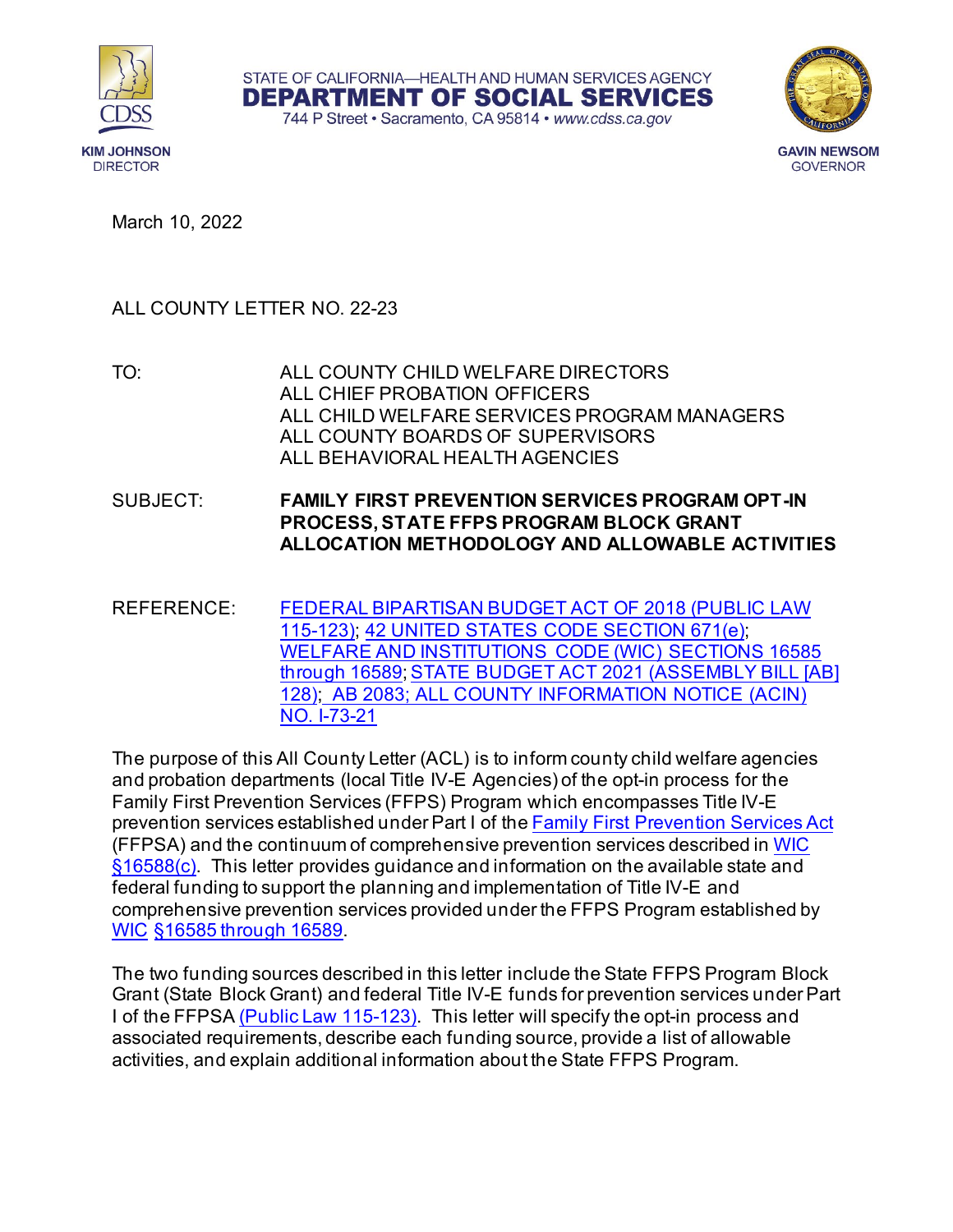March 10, 2022

ALL COUNTY LETTER NO. 22-23

TO: ALL COUNTY CHILD WELFARE DIRECTORS
ALL CHIEF PROBATION OFFICERS
ALL CHILD WELFARE SERVICES PROGRAM MANAGERS
ALL COUNTY BOARDS OF SUPERVISORS
ALL BEHAVIORAL HEALTH AGENCIES

SUBJECT: **FAMILY FIRST PREVENTION SERVICES PROGRAM OPT-IN PROCESS, STATE FFPS PROGRAM BLOCK GRANT ALLOCATION METHODOLOGY AND ALLOWABLE ACTIVITIES**

REFERENCE: FEDERAL BIPARTISAN BUDGET ACT OF 2018 (PUBLIC LAW 115-123); 42 UNITED STATES CODE SECTION 671(e); WELFARE AND INSTITUTIONS CODE (WIC) SECTIONS 16585 through 16589; STATE BUDGET ACT 2021 (ASSEMBLY BILL [AB] 128); AB 2083; ALL COUNTY INFORMATION NOTICE (ACIN) NO. I-73-21

The purpose of this All County Letter (ACL) is to inform county child welfare agencies and probation departments (local Title IV-E Agencies) of the opt-in process for the Family First Prevention Services (FFPS) Program which encompasses Title IV-E prevention services established under Part I of the Family First Prevention Services Act (FFPSA) and the continuum of comprehensive prevention services described in WIC §16588(c). This letter provides guidance and information on the available state and federal funding to support the planning and implementation of Title IV-E and comprehensive prevention services provided under the FFPS Program established by WIC §16585 through 16589.

The two funding sources described in this letter include the State FFPS Program Block Grant (State Block Grant) and federal Title IV-E funds for prevention services under Part I of the FFPSA (Public Law 115-123). This letter will specify the opt-in process and associated requirements, describe each funding source, provide a list of allowable activities, and explain additional information about the State FFPS Program.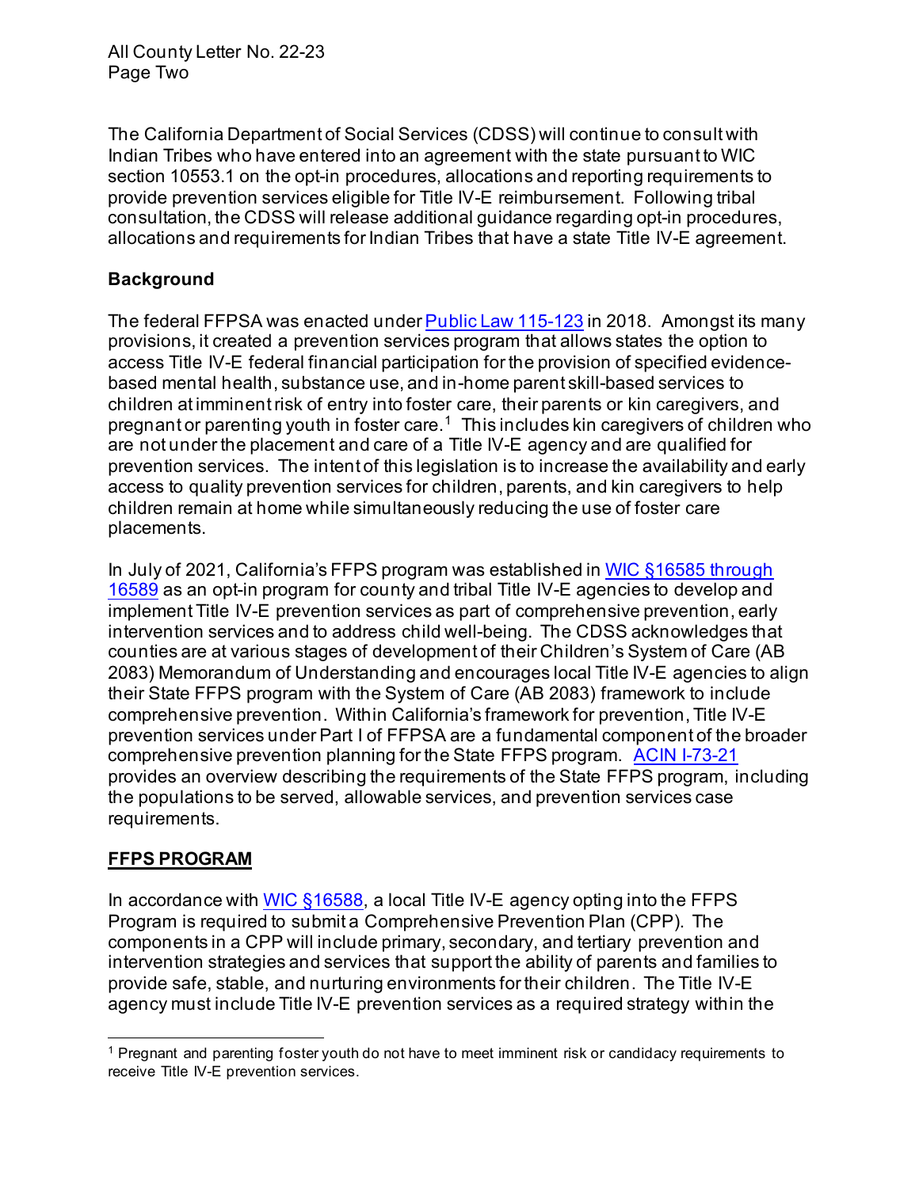The California Department of Social Services (CDSS) will continue to consult with Indian Tribes who have entered into an agreement with the state pursuant to WIC section 10553.1 on the opt-in procedures, allocations and reporting requirements to provide prevention services eligible for Title IV-E reimbursement. Following tribal consultation, the CDSS will release additional guidance regarding opt-in procedures, allocations and requirements for Indian Tribes that have a state Title IV-E agreement.

**Background**

The federal FFPSA was enacted under Public Law 115-123 in 2018. Amongst its many provisions, it created a prevention services program that allows states the option to access Title IV-E federal financial participation for the provision of specified evidence-based mental health, substance use, and in-home parent skill-based services to children at imminent risk of entry into foster care, their parents or kin caregivers, and pregnant or parenting youth in foster care.[1] This includes kin caregivers of children who are not under the placement and care of a Title IV-E agency and are qualified for prevention services. The intent of this legislation is to increase the availability and early access to quality prevention services for children, parents, and kin caregivers to help children remain at home while simultaneously reducing the use of foster care placements.

In July of 2021, California's FFPS program was established in WIC §16585 through 16589 as an opt-in program for county and tribal Title IV-E agencies to develop and implement Title IV-E prevention services as part of comprehensive prevention, early intervention services and to address child well-being. The CDSS acknowledges that counties are at various stages of development of their Children's System of Care (AB 2083) Memorandum of Understanding and encourages local Title IV-E agencies to align their State FFPS program with the System of Care (AB 2083) framework to include comprehensive prevention. Within California's framework for prevention, Title IV-E prevention services under Part I of FFPSA are a fundamental component of the broader comprehensive prevention planning for the State FFPS program. ACIN I-73-21 provides an overview describing the requirements of the State FFPS program, including the populations to be served, allowable services, and prevention services case requirements.

**FFPS PROGRAM**

In accordance with WIC §16588, a local Title IV-E agency opting into the FFPS Program is required to submit a Comprehensive Prevention Plan (CPP). The components in a CPP will include primary, secondary, and tertiary prevention and intervention strategies and services that support the ability of parents and families to provide safe, stable, and nurturing environments for their children. The Title IV-E agency must include Title IV-E prevention services as a required strategy within the

[1] Pregnant and parenting foster youth do not have to meet imminent risk or candidacy requirements to receive Title IV-E prevention services.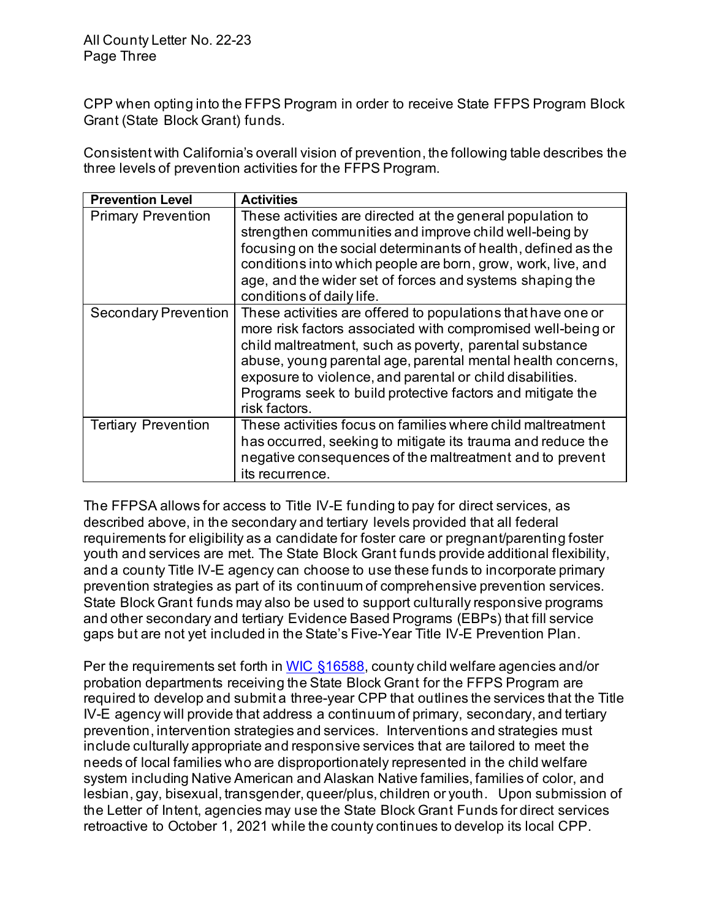CPP when opting into the FFPS Program in order to receive State FFPS Program Block Grant (State Block Grant) funds.

Consistent with California's overall vision of prevention, the following table describes the three levels of prevention activities for the FFPS Program.

| Prevention Level | Activities |
|---|---|
| Primary Prevention | These activities are directed at the general population to strengthen communities and improve child well-being by focusing on the social determinants of health, defined as the conditions into which people are born, grow, work, live, and age, and the wider set of forces and systems shaping the conditions of daily life. |
| Secondary Prevention | These activities are offered to populations that have one or more risk factors associated with compromised well-being or child maltreatment, such as poverty, parental substance abuse, young parental age, parental mental health concerns, exposure to violence, and parental or child disabilities. Programs seek to build protective factors and mitigate the risk factors. |
| Tertiary Prevention | These activities focus on families where child maltreatment has occurred, seeking to mitigate its trauma and reduce the negative consequences of the maltreatment and to prevent its recurrence. |

The FFPSA allows for access to Title IV-E funding to pay for direct services, as described above, in the secondary and tertiary levels provided that all federal requirements for eligibility as a candidate for foster care or pregnant/parenting foster youth and services are met. The State Block Grant funds provide additional flexibility, and a county Title IV-E agency can choose to use these funds to incorporate primary prevention strategies as part of its continuum of comprehensive prevention services. State Block Grant funds may also be used to support culturally responsive programs and other secondary and tertiary Evidence Based Programs (EBPs) that fill service gaps but are not yet included in the State's Five-Year Title IV-E Prevention Plan.

Per the requirements set forth in WIC §16588, county child welfare agencies and/or probation departments receiving the State Block Grant for the FFPS Program are required to develop and submit a three-year CPP that outlines the services that the Title IV-E agency will provide that address a continuum of primary, secondary, and tertiary prevention, intervention strategies and services. Interventions and strategies must include culturally appropriate and responsive services that are tailored to meet the needs of local families who are disproportionately represented in the child welfare system including Native American and Alaskan Native families, families of color, and lesbian, gay, bisexual, transgender, queer/plus, children or youth. Upon submission of the Letter of Intent, agencies may use the State Block Grant Funds for direct services retroactive to October 1, 2021 while the county continues to develop its local CPP.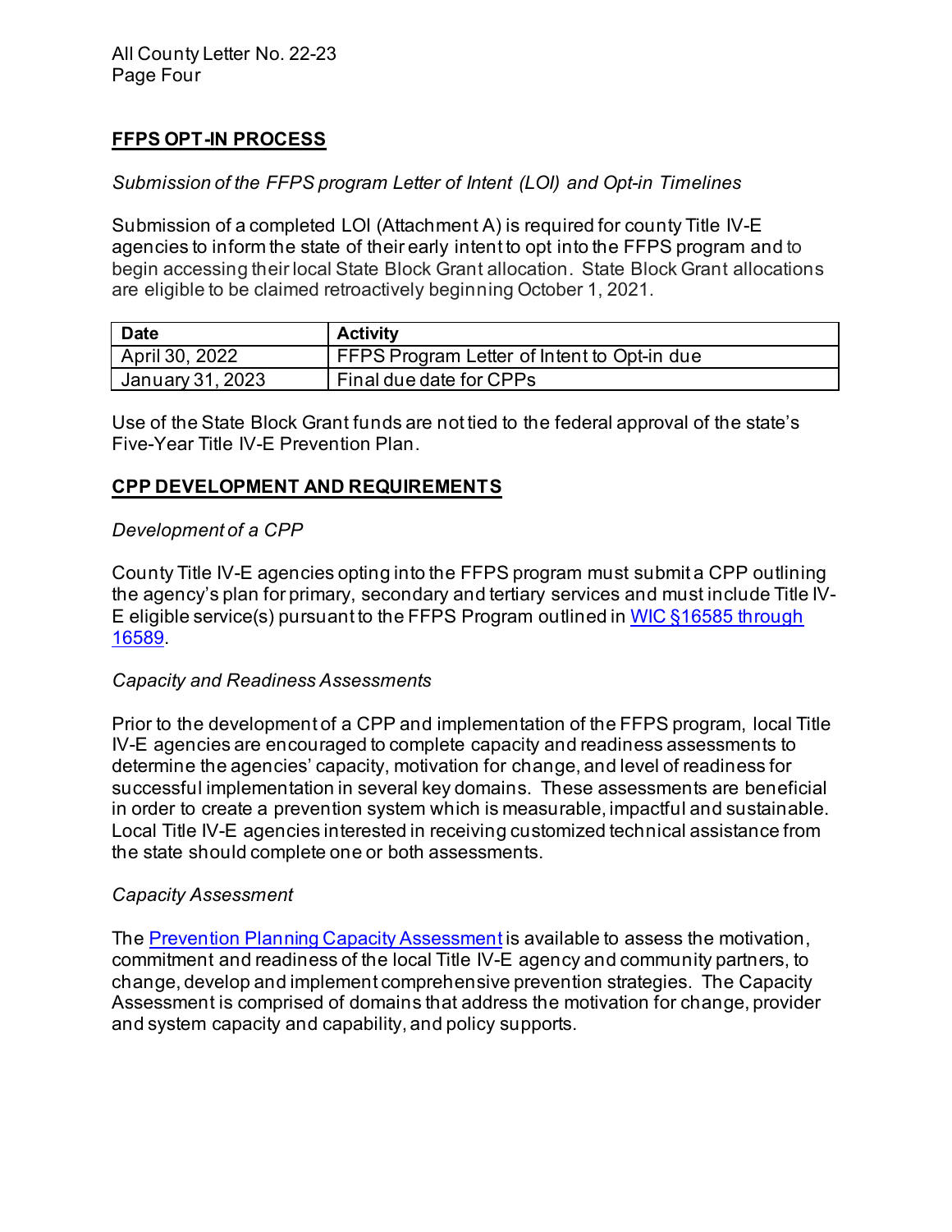## FFPS OPT-IN PROCESS

*Submission of the FFPS program Letter of Intent (LOI) and Opt-in Timelines*

Submission of a completed LOI (Attachment A) is required for county Title IV-E agencies to inform the state of their early intent to opt into the FFPS program and to begin accessing their local State Block Grant allocation. State Block Grant allocations are eligible to be claimed retroactively beginning October 1, 2021.

| Date | Activity |
| --- | --- |
| April 30, 2022 | FFPS Program Letter of Intent to Opt-in due |
| January 31, 2023 | Final due date for CPPs |

Use of the State Block Grant funds are not tied to the federal approval of the state's Five-Year Title IV-E Prevention Plan.

## CPP DEVELOPMENT AND REQUIREMENTS

*Development of a CPP*

County Title IV-E agencies opting into the FFPS program must submit a CPP outlining the agency's plan for primary, secondary and tertiary services and must include Title IV-E eligible service(s) pursuant to the FFPS Program outlined in WIC §16585 through 16589.

*Capacity and Readiness Assessments*

Prior to the development of a CPP and implementation of the FFPS program, local Title IV-E agencies are encouraged to complete capacity and readiness assessments to determine the agencies' capacity, motivation for change, and level of readiness for successful implementation in several key domains. These assessments are beneficial in order to create a prevention system which is measurable, impactful and sustainable. Local Title IV-E agencies interested in receiving customized technical assistance from the state should complete one or both assessments.

*Capacity Assessment*

The Prevention Planning Capacity Assessment is available to assess the motivation, commitment and readiness of the local Title IV-E agency and community partners, to change, develop and implement comprehensive prevention strategies. The Capacity Assessment is comprised of domains that address the motivation for change, provider and system capacity and capability, and policy supports.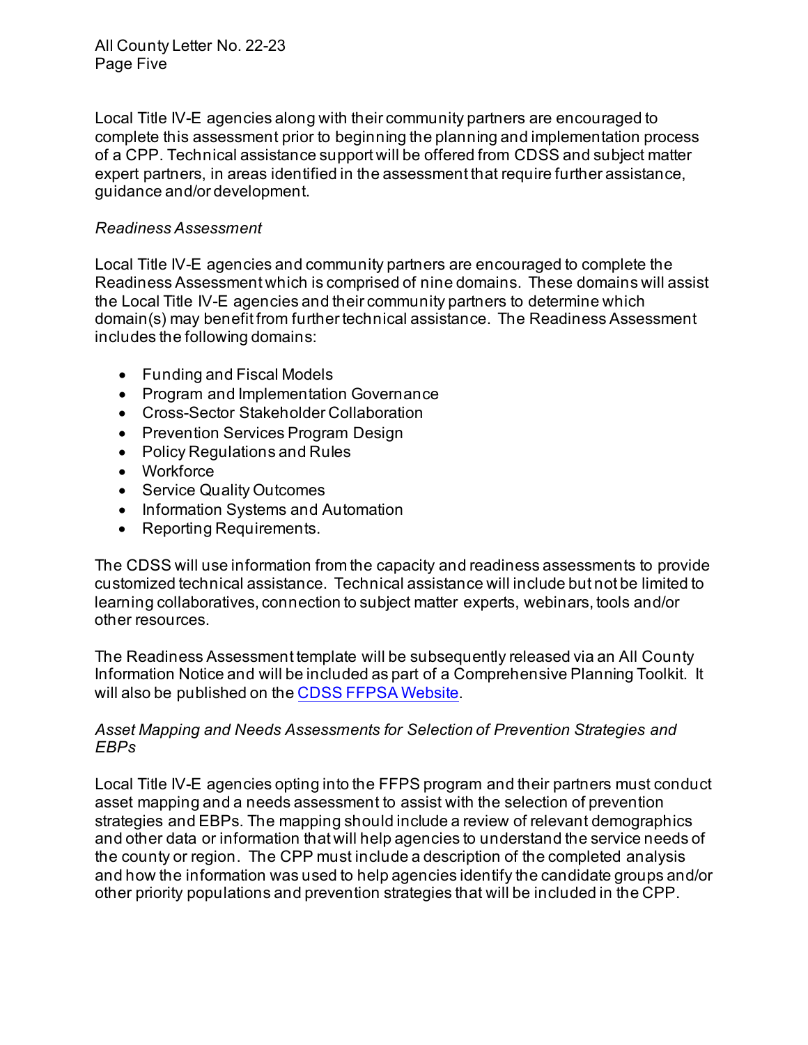Local Title IV-E agencies along with their community partners are encouraged to complete this assessment prior to beginning the planning and implementation process of a CPP. Technical assistance support will be offered from CDSS and subject matter expert partners, in areas identified in the assessment that require further assistance, guidance and/or development.

*Readiness Assessment*

Local Title IV-E agencies and community partners are encouraged to complete the Readiness Assessment which is comprised of nine domains. These domains will assist the Local Title IV-E agencies and their community partners to determine which domain(s) may benefit from further technical assistance. The Readiness Assessment includes the following domains:

- Funding and Fiscal Models
- Program and Implementation Governance
- Cross-Sector Stakeholder Collaboration
- Prevention Services Program Design
- Policy Regulations and Rules
- Workforce
- Service Quality Outcomes
- Information Systems and Automation
- Reporting Requirements.

The CDSS will use information from the capacity and readiness assessments to provide customized technical assistance. Technical assistance will include but not be limited to learning collaboratives, connection to subject matter experts, webinars, tools and/or other resources.

The Readiness Assessment template will be subsequently released via an All County Information Notice and will be included as part of a Comprehensive Planning Toolkit. It will also be published on the [CDSS FFPSA Website](CDSS FFPSA Website).

*Asset Mapping and Needs Assessments for Selection of Prevention Strategies and EBPs*

Local Title IV-E agencies opting into the FFPS program and their partners must conduct asset mapping and a needs assessment to assist with the selection of prevention strategies and EBPs. The mapping should include a review of relevant demographics and other data or information that will help agencies to understand the service needs of the county or region. The CPP must include a description of the completed analysis and how the information was used to help agencies identify the candidate groups and/or other priority populations and prevention strategies that will be included in the CPP.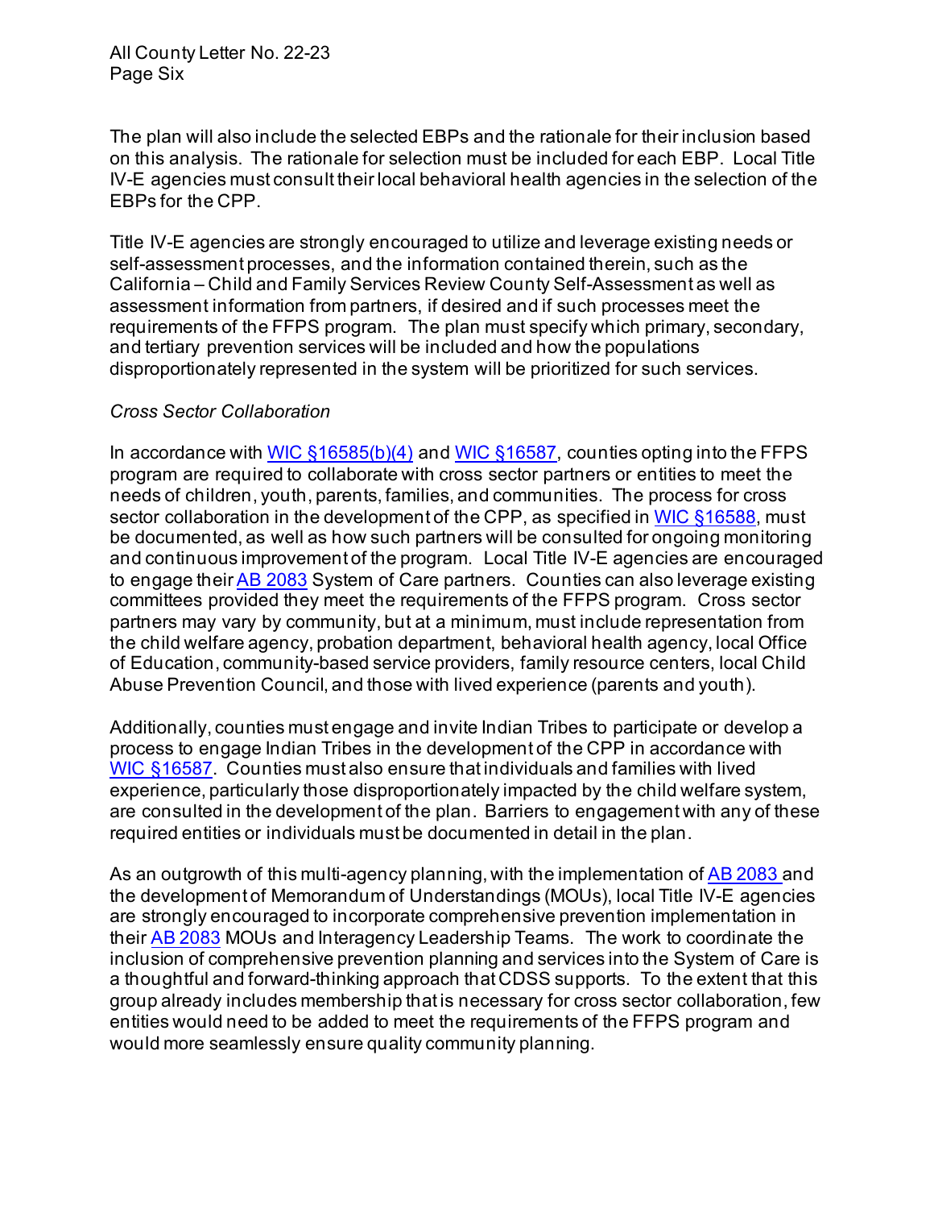The plan will also include the selected EBPs and the rationale for their inclusion based on this analysis. The rationale for selection must be included for each EBP. Local Title IV-E agencies must consult their local behavioral health agencies in the selection of the EBPs for the CPP.

Title IV-E agencies are strongly encouraged to utilize and leverage existing needs or self-assessment processes, and the information contained therein, such as the California – Child and Family Services Review County Self-Assessment as well as assessment information from partners, if desired and if such processes meet the requirements of the FFPS program. The plan must specify which primary, secondary, and tertiary prevention services will be included and how the populations disproportionately represented in the system will be prioritized for such services.

*Cross Sector Collaboration*

In accordance with WIC §16585(b)(4) and WIC §16587, counties opting into the FFPS program are required to collaborate with cross sector partners or entities to meet the needs of children, youth, parents, families, and communities. The process for cross sector collaboration in the development of the CPP, as specified in WIC §16588, must be documented, as well as how such partners will be consulted for ongoing monitoring and continuous improvement of the program. Local Title IV-E agencies are encouraged to engage their AB 2083 System of Care partners. Counties can also leverage existing committees provided they meet the requirements of the FFPS program. Cross sector partners may vary by community, but at a minimum, must include representation from the child welfare agency, probation department, behavioral health agency, local Office of Education, community-based service providers, family resource centers, local Child Abuse Prevention Council, and those with lived experience (parents and youth).

Additionally, counties must engage and invite Indian Tribes to participate or develop a process to engage Indian Tribes in the development of the CPP in accordance with WIC §16587. Counties must also ensure that individuals and families with lived experience, particularly those disproportionately impacted by the child welfare system, are consulted in the development of the plan. Barriers to engagement with any of these required entities or individuals must be documented in detail in the plan.

As an outgrowth of this multi-agency planning, with the implementation of AB 2083 and the development of Memorandum of Understandings (MOUs), local Title IV-E agencies are strongly encouraged to incorporate comprehensive prevention implementation in their AB 2083 MOUs and Interagency Leadership Teams. The work to coordinate the inclusion of comprehensive prevention planning and services into the System of Care is a thoughtful and forward-thinking approach that CDSS supports. To the extent that this group already includes membership that is necessary for cross sector collaboration, few entities would need to be added to meet the requirements of the FFPS program and would more seamlessly ensure quality community planning.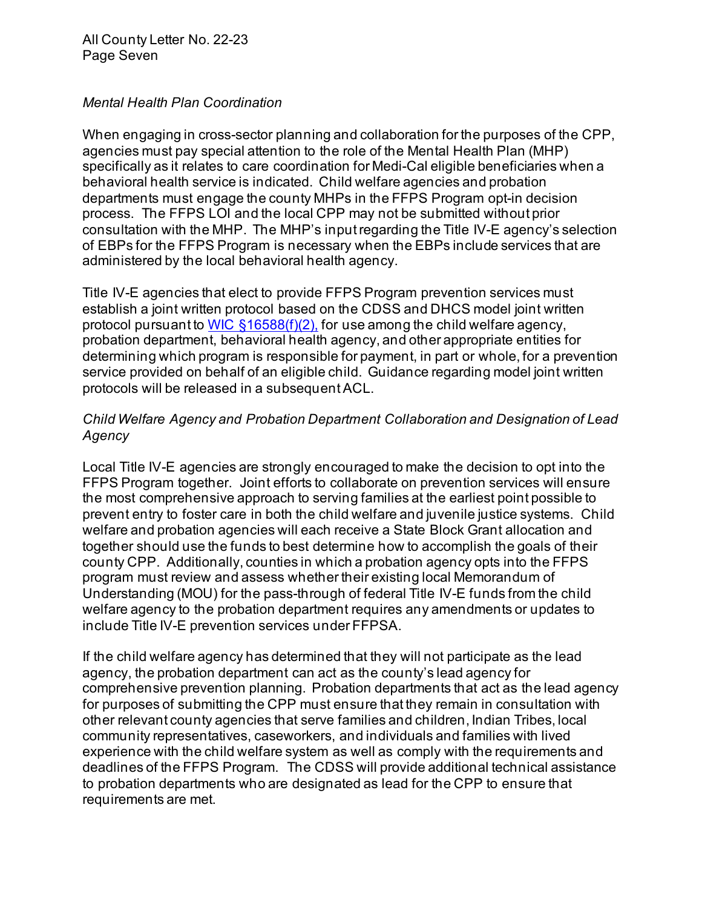*Mental Health Plan Coordination*

When engaging in cross-sector planning and collaboration for the purposes of the CPP, agencies must pay special attention to the role of the Mental Health Plan (MHP) specifically as it relates to care coordination for Medi-Cal eligible beneficiaries when a behavioral health service is indicated. Child welfare agencies and probation departments must engage the county MHPs in the FFPS Program opt-in decision process. The FFPS LOI and the local CPP may not be submitted without prior consultation with the MHP. The MHP's input regarding the Title IV-E agency's selection of EBPs for the FFPS Program is necessary when the EBPs include services that are administered by the local behavioral health agency.

Title IV-E agencies that elect to provide FFPS Program prevention services must establish a joint written protocol based on the CDSS and DHCS model joint written protocol pursuant to WIC §16588(f)(2), for use among the child welfare agency, probation department, behavioral health agency, and other appropriate entities for determining which program is responsible for payment, in part or whole, for a prevention service provided on behalf of an eligible child. Guidance regarding model joint written protocols will be released in a subsequent ACL.

*Child Welfare Agency and Probation Department Collaboration and Designation of Lead Agency*

Local Title IV-E agencies are strongly encouraged to make the decision to opt into the FFPS Program together. Joint efforts to collaborate on prevention services will ensure the most comprehensive approach to serving families at the earliest point possible to prevent entry to foster care in both the child welfare and juvenile justice systems. Child welfare and probation agencies will each receive a State Block Grant allocation and together should use the funds to best determine how to accomplish the goals of their county CPP. Additionally, counties in which a probation agency opts into the FFPS program must review and assess whether their existing local Memorandum of Understanding (MOU) for the pass-through of federal Title IV-E funds from the child welfare agency to the probation department requires any amendments or updates to include Title IV-E prevention services under FFPSA.

If the child welfare agency has determined that they will not participate as the lead agency, the probation department can act as the county's lead agency for comprehensive prevention planning. Probation departments that act as the lead agency for purposes of submitting the CPP must ensure that they remain in consultation with other relevant county agencies that serve families and children, Indian Tribes, local community representatives, caseworkers, and individuals and families with lived experience with the child welfare system as well as comply with the requirements and deadlines of the FFPS Program. The CDSS will provide additional technical assistance to probation departments who are designated as lead for the CPP to ensure that requirements are met.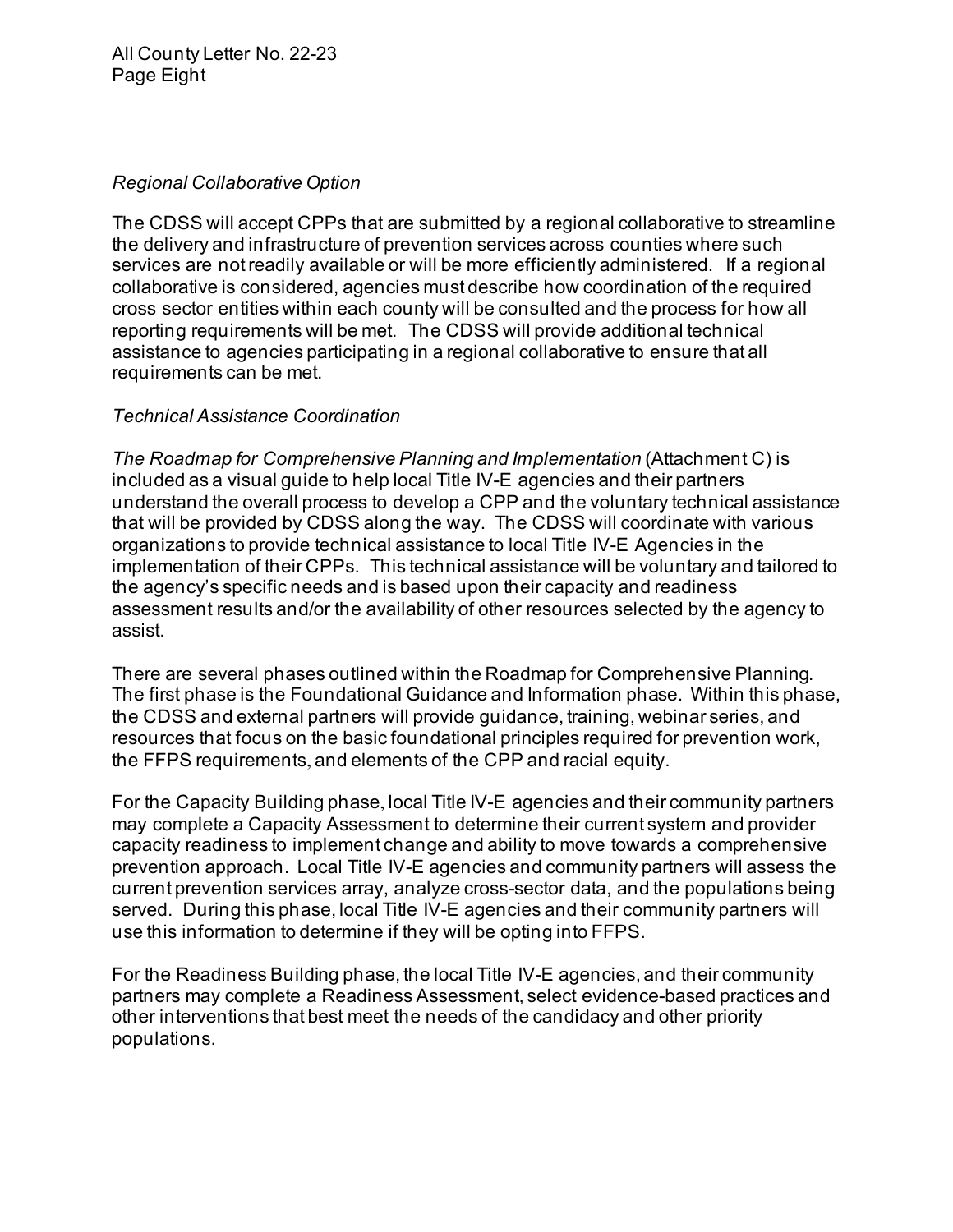*Regional Collaborative Option*

The CDSS will accept CPPs that are submitted by a regional collaborative to streamline the delivery and infrastructure of prevention services across counties where such services are not readily available or will be more efficiently administered. If a regional collaborative is considered, agencies must describe how coordination of the required cross sector entities within each county will be consulted and the process for how all reporting requirements will be met. The CDSS will provide additional technical assistance to agencies participating in a regional collaborative to ensure that all requirements can be met.

*Technical Assistance Coordination*

*The Roadmap for Comprehensive Planning and Implementation* (Attachment C) is included as a visual guide to help local Title IV-E agencies and their partners understand the overall process to develop a CPP and the voluntary technical assistance that will be provided by CDSS along the way. The CDSS will coordinate with various organizations to provide technical assistance to local Title IV-E Agencies in the implementation of their CPPs. This technical assistance will be voluntary and tailored to the agency's specific needs and is based upon their capacity and readiness assessment results and/or the availability of other resources selected by the agency to assist.

There are several phases outlined within the Roadmap for Comprehensive Planning. The first phase is the Foundational Guidance and Information phase. Within this phase, the CDSS and external partners will provide guidance, training, webinar series, and resources that focus on the basic foundational principles required for prevention work, the FFPS requirements, and elements of the CPP and racial equity.

For the Capacity Building phase, local Title IV-E agencies and their community partners may complete a Capacity Assessment to determine their current system and provider capacity readiness to implement change and ability to move towards a comprehensive prevention approach. Local Title IV-E agencies and community partners will assess the current prevention services array, analyze cross-sector data, and the populations being served. During this phase, local Title IV-E agencies and their community partners will use this information to determine if they will be opting into FFPS.

For the Readiness Building phase, the local Title IV-E agencies, and their community partners may complete a Readiness Assessment, select evidence-based practices and other interventions that best meet the needs of the candidacy and other priority populations.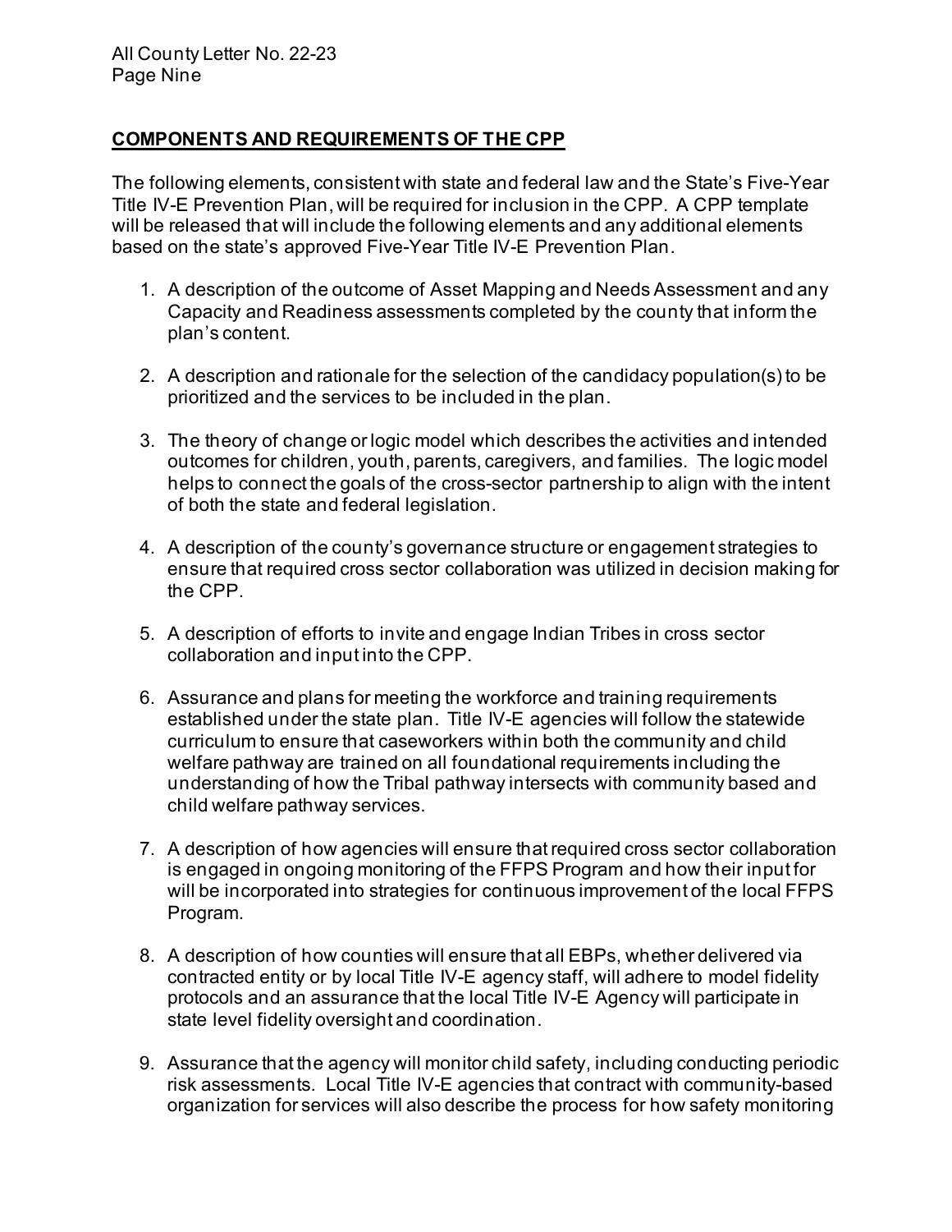**COMPONENTS AND REQUIREMENTS OF THE CPP**

The following elements, consistent with state and federal law and the State's Five-Year Title IV-E Prevention Plan, will be required for inclusion in the CPP. A CPP template will be released that will include the following elements and any additional elements based on the state's approved Five-Year Title IV-E Prevention Plan.

1. A description of the outcome of Asset Mapping and Needs Assessment and any Capacity and Readiness assessments completed by the county that inform the plan's content.

2. A description and rationale for the selection of the candidacy population(s) to be prioritized and the services to be included in the plan.

3. The theory of change or logic model which describes the activities and intended outcomes for children, youth, parents, caregivers, and families. The logic model helps to connect the goals of the cross-sector partnership to align with the intent of both the state and federal legislation.

4. A description of the county's governance structure or engagement strategies to ensure that required cross sector collaboration was utilized in decision making for the CPP.

5. A description of efforts to invite and engage Indian Tribes in cross sector collaboration and input into the CPP.

6. Assurance and plans for meeting the workforce and training requirements established under the state plan. Title IV-E agencies will follow the statewide curriculum to ensure that caseworkers within both the community and child welfare pathway are trained on all foundational requirements including the understanding of how the Tribal pathway intersects with community based and child welfare pathway services.

7. A description of how agencies will ensure that required cross sector collaboration is engaged in ongoing monitoring of the FFPS Program and how their input for will be incorporated into strategies for continuous improvement of the local FFPS Program.

8. A description of how counties will ensure that all EBPs, whether delivered via contracted entity or by local Title IV-E agency staff, will adhere to model fidelity protocols and an assurance that the local Title IV-E Agency will participate in state level fidelity oversight and coordination.

9. Assurance that the agency will monitor child safety, including conducting periodic risk assessments. Local Title IV-E agencies that contract with community-based organization for services will also describe the process for how safety monitoring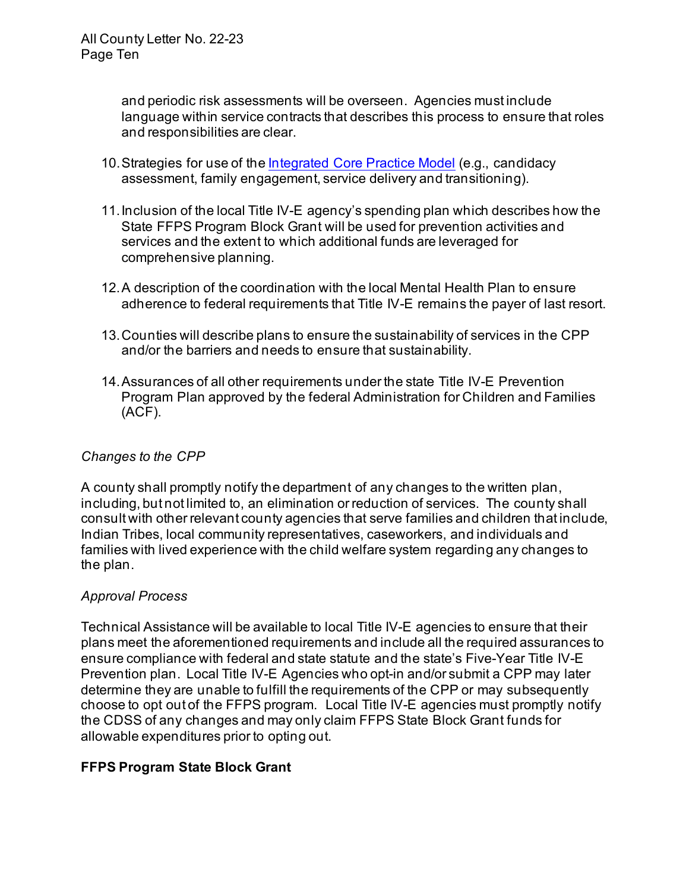and periodic risk assessments will be overseen. Agencies must include language within service contracts that describes this process to ensure that roles and responsibilities are clear.

10. Strategies for use of the [Integrated Core Practice Model](Integrated Core Practice Model) (e.g., candidacy assessment, family engagement, service delivery and transitioning).

11. Inclusion of the local Title IV-E agency's spending plan which describes how the State FFPS Program Block Grant will be used for prevention activities and services and the extent to which additional funds are leveraged for comprehensive planning.

12. A description of the coordination with the local Mental Health Plan to ensure adherence to federal requirements that Title IV-E remains the payer of last resort.

13. Counties will describe plans to ensure the sustainability of services in the CPP and/or the barriers and needs to ensure that sustainability.

14. Assurances of all other requirements under the state Title IV-E Prevention Program Plan approved by the federal Administration for Children and Families (ACF).

*Changes to the CPP*

A county shall promptly notify the department of any changes to the written plan, including, but not limited to, an elimination or reduction of services. The county shall consult with other relevant county agencies that serve families and children that include, Indian Tribes, local community representatives, caseworkers, and individuals and families with lived experience with the child welfare system regarding any changes to the plan.

*Approval Process*

Technical Assistance will be available to local Title IV-E agencies to ensure that their plans meet the aforementioned requirements and include all the required assurances to ensure compliance with federal and state statute and the state's Five-Year Title IV-E Prevention plan. Local Title IV-E Agencies who opt-in and/or submit a CPP may later determine they are unable to fulfill the requirements of the CPP or may subsequently choose to opt out of the FFPS program. Local Title IV-E agencies must promptly notify the CDSS of any changes and may only claim FFPS State Block Grant funds for allowable expenditures prior to opting out.

**FFPS Program State Block Grant**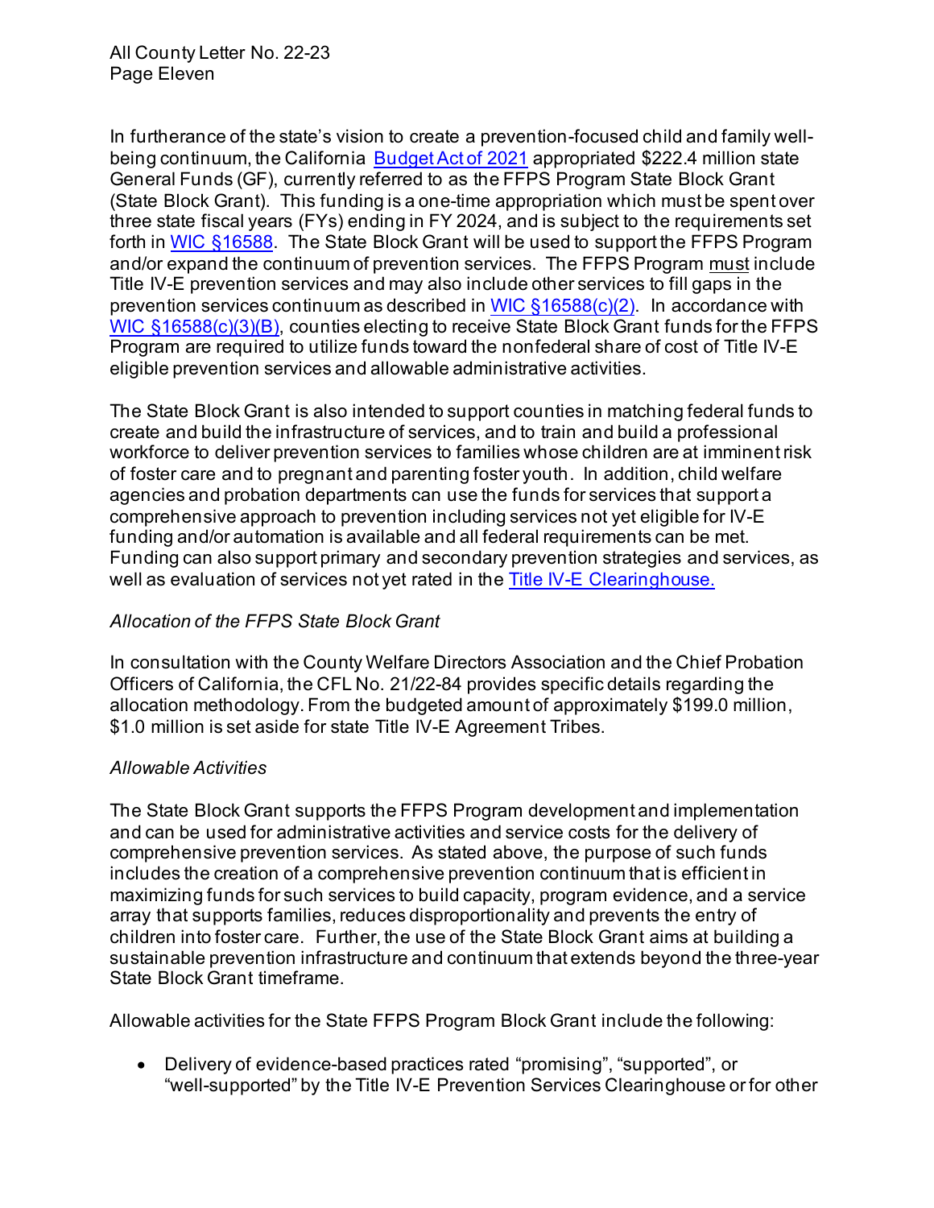In furtherance of the state's vision to create a prevention-focused child and family well-being continuum, the California Budget Act of 2021 appropriated $222.4 million state General Funds (GF), currently referred to as the FFPS Program State Block Grant (State Block Grant). This funding is a one-time appropriation which must be spent over three state fiscal years (FYs) ending in FY 2024, and is subject to the requirements set forth in WIC §16588. The State Block Grant will be used to support the FFPS Program and/or expand the continuum of prevention services. The FFPS Program must include Title IV-E prevention services and may also include other services to fill gaps in the prevention services continuum as described in WIC §16588(c)(2). In accordance with WIC §16588(c)(3)(B), counties electing to receive State Block Grant funds for the FFPS Program are required to utilize funds toward the nonfederal share of cost of Title IV-E eligible prevention services and allowable administrative activities.

The State Block Grant is also intended to support counties in matching federal funds to create and build the infrastructure of services, and to train and build a professional workforce to deliver prevention services to families whose children are at imminent risk of foster care and to pregnant and parenting foster youth. In addition, child welfare agencies and probation departments can use the funds for services that support a comprehensive approach to prevention including services not yet eligible for IV-E funding and/or automation is available and all federal requirements can be met. Funding can also support primary and secondary prevention strategies and services, as well as evaluation of services not yet rated in the Title IV-E Clearinghouse.

*Allocation of the FFPS State Block Grant*

In consultation with the County Welfare Directors Association and the Chief Probation Officers of California, the CFL No. 21/22-84 provides specific details regarding the allocation methodology. From the budgeted amount of approximately $199.0 million, $1.0 million is set aside for state Title IV-E Agreement Tribes.

*Allowable Activities*

The State Block Grant supports the FFPS Program development and implementation and can be used for administrative activities and service costs for the delivery of comprehensive prevention services. As stated above, the purpose of such funds includes the creation of a comprehensive prevention continuum that is efficient in maximizing funds for such services to build capacity, program evidence, and a service array that supports families, reduces disproportionality and prevents the entry of children into foster care. Further, the use of the State Block Grant aims at building a sustainable prevention infrastructure and continuum that extends beyond the three-year State Block Grant timeframe.

Allowable activities for the State FFPS Program Block Grant include the following:

- Delivery of evidence-based practices rated "promising", "supported", or "well-supported" by the Title IV-E Prevention Services Clearinghouse or for other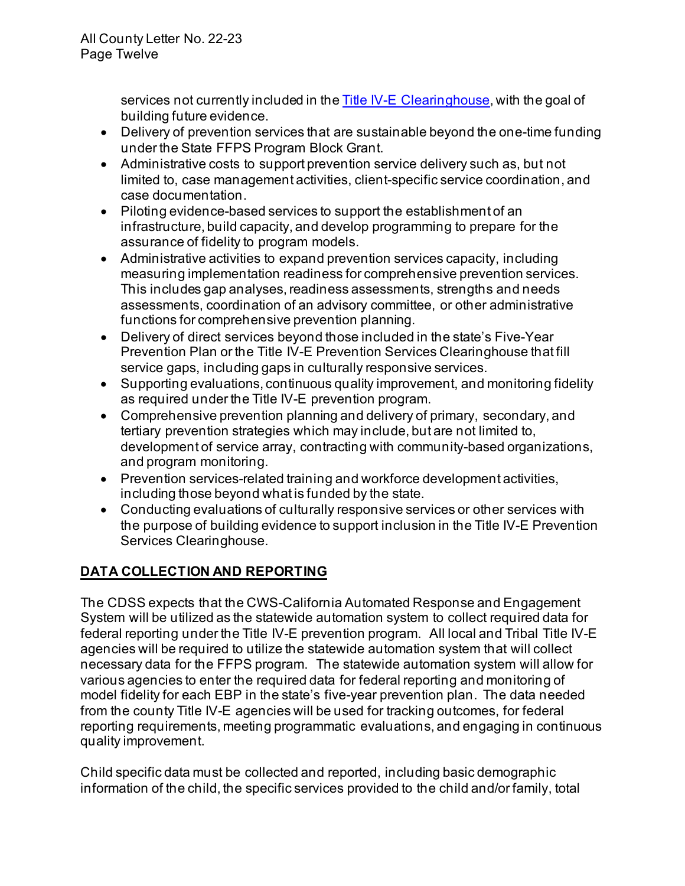services not currently included in the [Title IV-E Clearinghouse](), with the goal of building future evidence.

- Delivery of prevention services that are sustainable beyond the one-time funding under the State FFPS Program Block Grant.
- Administrative costs to support prevention service delivery such as, but not limited to, case management activities, client-specific service coordination, and case documentation.
- Piloting evidence-based services to support the establishment of an infrastructure, build capacity, and develop programming to prepare for the assurance of fidelity to program models.
- Administrative activities to expand prevention services capacity, including measuring implementation readiness for comprehensive prevention services. This includes gap analyses, readiness assessments, strengths and needs assessments, coordination of an advisory committee, or other administrative functions for comprehensive prevention planning.
- Delivery of direct services beyond those included in the state's Five-Year Prevention Plan or the Title IV-E Prevention Services Clearinghouse that fill service gaps, including gaps in culturally responsive services.
- Supporting evaluations, continuous quality improvement, and monitoring fidelity as required under the Title IV-E prevention program.
- Comprehensive prevention planning and delivery of primary, secondary, and tertiary prevention strategies which may include, but are not limited to, development of service array, contracting with community-based organizations, and program monitoring.
- Prevention services-related training and workforce development activities, including those beyond what is funded by the state.
- Conducting evaluations of culturally responsive services or other services with the purpose of building evidence to support inclusion in the Title IV-E Prevention Services Clearinghouse.

## DATA COLLECTION AND REPORTING

The CDSS expects that the CWS-California Automated Response and Engagement System will be utilized as the statewide automation system to collect required data for federal reporting under the Title IV-E prevention program. All local and Tribal Title IV-E agencies will be required to utilize the statewide automation system that will collect necessary data for the FFPS program. The statewide automation system will allow for various agencies to enter the required data for federal reporting and monitoring of model fidelity for each EBP in the state's five-year prevention plan. The data needed from the county Title IV-E agencies will be used for tracking outcomes, for federal reporting requirements, meeting programmatic evaluations, and engaging in continuous quality improvement.

Child specific data must be collected and reported, including basic demographic information of the child, the specific services provided to the child and/or family, total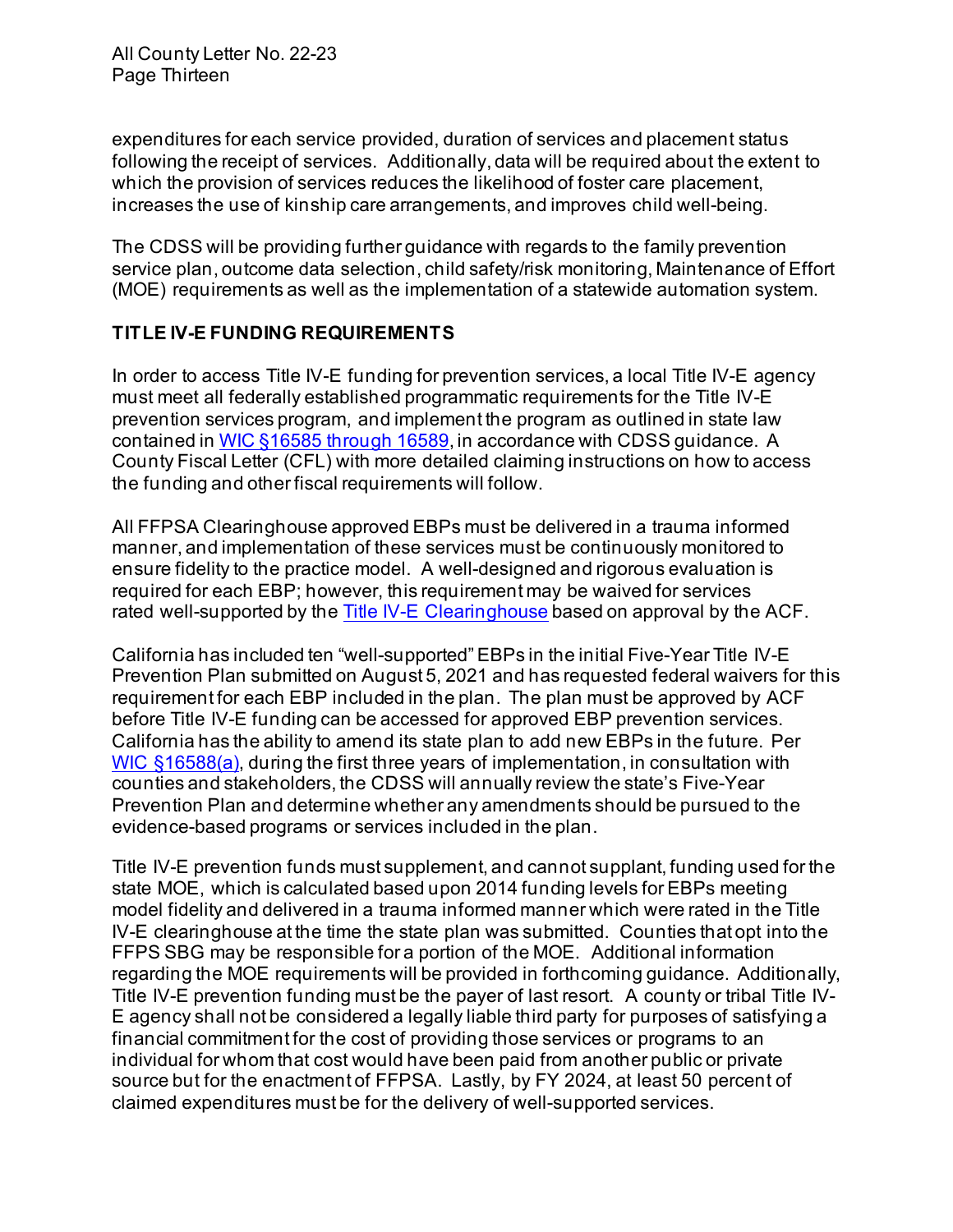expenditures for each service provided, duration of services and placement status following the receipt of services. Additionally, data will be required about the extent to which the provision of services reduces the likelihood of foster care placement, increases the use of kinship care arrangements, and improves child well-being.

The CDSS will be providing further guidance with regards to the family prevention service plan, outcome data selection, child safety/risk monitoring, Maintenance of Effort (MOE) requirements as well as the implementation of a statewide automation system.

## TITLE IV-E FUNDING REQUIREMENTS

In order to access Title IV-E funding for prevention services, a local Title IV-E agency must meet all federally established programmatic requirements for the Title IV-E prevention services program, and implement the program as outlined in state law contained in WIC §16585 through 16589, in accordance with CDSS guidance. A County Fiscal Letter (CFL) with more detailed claiming instructions on how to access the funding and other fiscal requirements will follow.

All FFPSA Clearinghouse approved EBPs must be delivered in a trauma informed manner, and implementation of these services must be continuously monitored to ensure fidelity to the practice model. A well-designed and rigorous evaluation is required for each EBP; however, this requirement may be waived for services rated well-supported by the Title IV-E Clearinghouse based on approval by the ACF.

California has included ten "well-supported" EBPs in the initial Five-Year Title IV-E Prevention Plan submitted on August 5, 2021 and has requested federal waivers for this requirement for each EBP included in the plan. The plan must be approved by ACF before Title IV-E funding can be accessed for approved EBP prevention services. California has the ability to amend its state plan to add new EBPs in the future. Per WIC §16588(a), during the first three years of implementation, in consultation with counties and stakeholders, the CDSS will annually review the state's Five-Year Prevention Plan and determine whether any amendments should be pursued to the evidence-based programs or services included in the plan.

Title IV-E prevention funds must supplement, and cannot supplant, funding used for the state MOE, which is calculated based upon 2014 funding levels for EBPs meeting model fidelity and delivered in a trauma informed manner which were rated in the Title IV-E clearinghouse at the time the state plan was submitted. Counties that opt into the FFPS SBG may be responsible for a portion of the MOE. Additional information regarding the MOE requirements will be provided in forthcoming guidance. Additionally, Title IV-E prevention funding must be the payer of last resort. A county or tribal Title IV-E agency shall not be considered a legally liable third party for purposes of satisfying a financial commitment for the cost of providing those services or programs to an individual for whom that cost would have been paid from another public or private source but for the enactment of FFPSA. Lastly, by FY 2024, at least 50 percent of claimed expenditures must be for the delivery of well-supported services.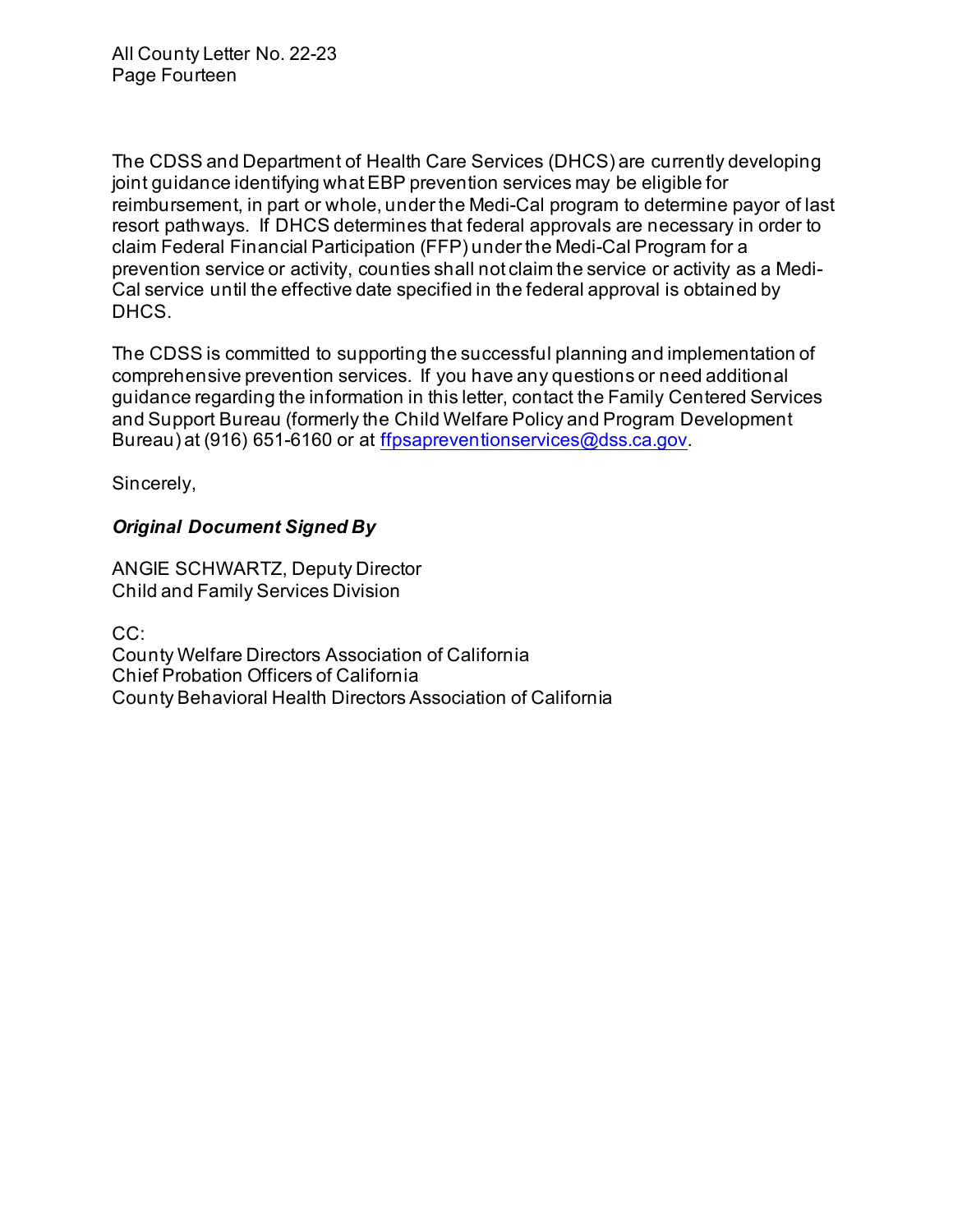The CDSS and Department of Health Care Services (DHCS) are currently developing joint guidance identifying what EBP prevention services may be eligible for reimbursement, in part or whole, under the Medi-Cal program to determine payor of last resort pathways. If DHCS determines that federal approvals are necessary in order to claim Federal Financial Participation (FFP) under the Medi-Cal Program for a prevention service or activity, counties shall not claim the service or activity as a Medi-Cal service until the effective date specified in the federal approval is obtained by DHCS.

The CDSS is committed to supporting the successful planning and implementation of comprehensive prevention services. If you have any questions or need additional guidance regarding the information in this letter, contact the Family Centered Services and Support Bureau (formerly the Child Welfare Policy and Program Development Bureau) at (916) 651-6160 or at [ffpsapreventionservices@dss.ca.gov](mailto:ffpsapreventionservices@dss.ca.gov).

Sincerely,

***Original Document Signed By***

ANGIE SCHWARTZ, Deputy Director
Child and Family Services Division

CC:
County Welfare Directors Association of California
Chief Probation Officers of California
County Behavioral Health Directors Association of California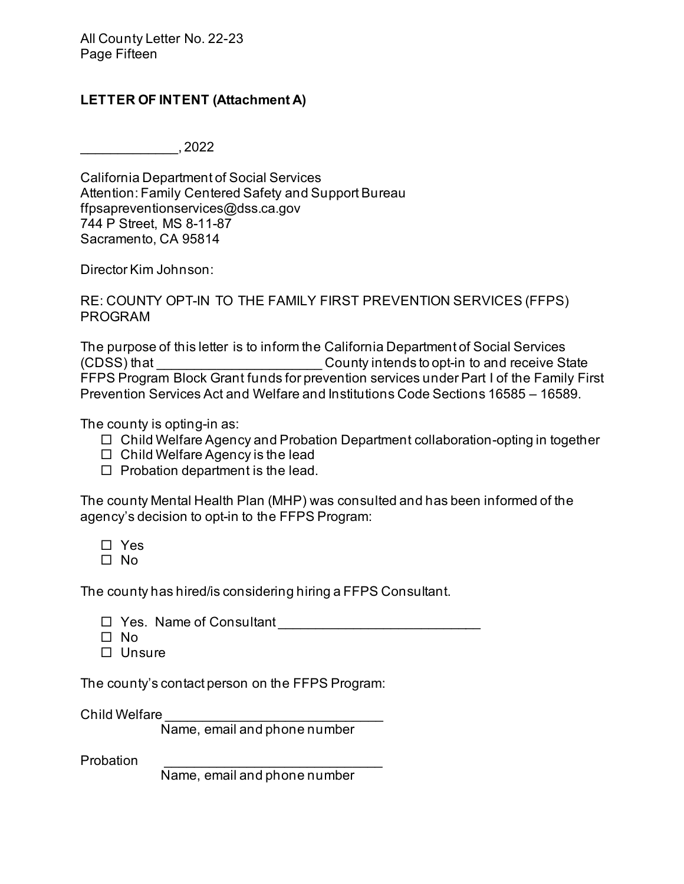**LETTER OF INTENT (Attachment A)**

_____________, 2022

California Department of Social Services
Attention: Family Centered Safety and Support Bureau
ffpsapreventionservices@dss.ca.gov
744 P Street, MS 8-11-87
Sacramento, CA 95814

Director Kim Johnson:

RE: COUNTY OPT-IN TO THE FAMILY FIRST PREVENTION SERVICES (FFPS) PROGRAM

The purpose of this letter is to inform the California Department of Social Services (CDSS) that _____________________ County intends to opt-in to and receive State FFPS Program Block Grant funds for prevention services under Part I of the Family First Prevention Services Act and Welfare and Institutions Code Sections 16585 – 16589.

The county is opting-in as:

- ☐ Child Welfare Agency and Probation Department collaboration-opting in together
- ☐ Child Welfare Agency is the lead
- ☐ Probation department is the lead.

The county Mental Health Plan (MHP) was consulted and has been informed of the agency's decision to opt-in to the FFPS Program:

- ☐ Yes
- ☐ No

The county has hired/is considering hiring a FFPS Consultant.

- ☐ Yes. Name of Consultant __________________________
- ☐ No
- ☐ Unsure

The county's contact person on the FFPS Program:

Child Welfare _____________________________
Name, email and phone number

Probation _____________________________
Name, email and phone number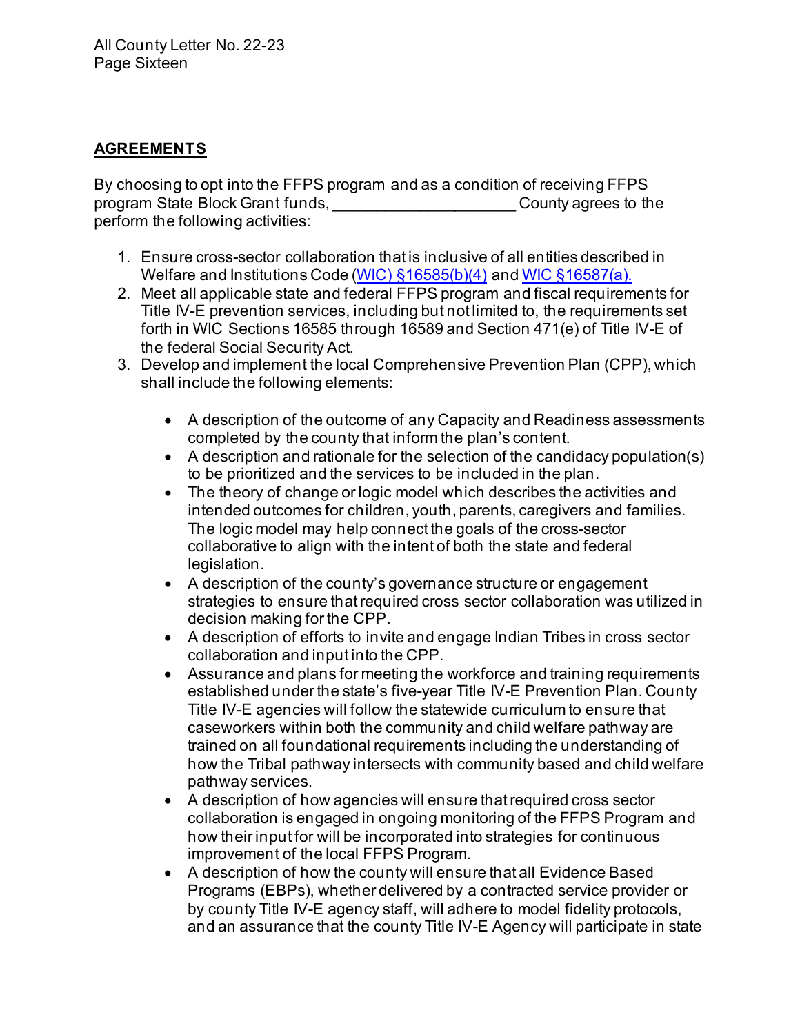## AGREEMENTS

By choosing to opt into the FFPS program and as a condition of receiving FFPS program State Block Grant funds, ____________________ County agrees to the perform the following activities:

1. Ensure cross-sector collaboration that is inclusive of all entities described in Welfare and Institutions Code (WIC) §16585(b)(4) and WIC §16587(a).
2. Meet all applicable state and federal FFPS program and fiscal requirements for Title IV-E prevention services, including but not limited to, the requirements set forth in WIC Sections 16585 through 16589 and Section 471(e) of Title IV-E of the federal Social Security Act.
3. Develop and implement the local Comprehensive Prevention Plan (CPP), which shall include the following elements:

    - A description of the outcome of any Capacity and Readiness assessments completed by the county that inform the plan's content.
    - A description and rationale for the selection of the candidacy population(s) to be prioritized and the services to be included in the plan.
    - The theory of change or logic model which describes the activities and intended outcomes for children, youth, parents, caregivers and families. The logic model may help connect the goals of the cross-sector collaborative to align with the intent of both the state and federal legislation.
    - A description of the county's governance structure or engagement strategies to ensure that required cross sector collaboration was utilized in decision making for the CPP.
    - A description of efforts to invite and engage Indian Tribes in cross sector collaboration and input into the CPP.
    - Assurance and plans for meeting the workforce and training requirements established under the state's five-year Title IV-E Prevention Plan. County Title IV-E agencies will follow the statewide curriculum to ensure that caseworkers within both the community and child welfare pathway are trained on all foundational requirements including the understanding of how the Tribal pathway intersects with community based and child welfare pathway services.
    - A description of how agencies will ensure that required cross sector collaboration is engaged in ongoing monitoring of the FFPS Program and how their input for will be incorporated into strategies for continuous improvement of the local FFPS Program.
    - A description of how the county will ensure that all Evidence Based Programs (EBPs), whether delivered by a contracted service provider or by county Title IV-E agency staff, will adhere to model fidelity protocols, and an assurance that the county Title IV-E Agency will participate in state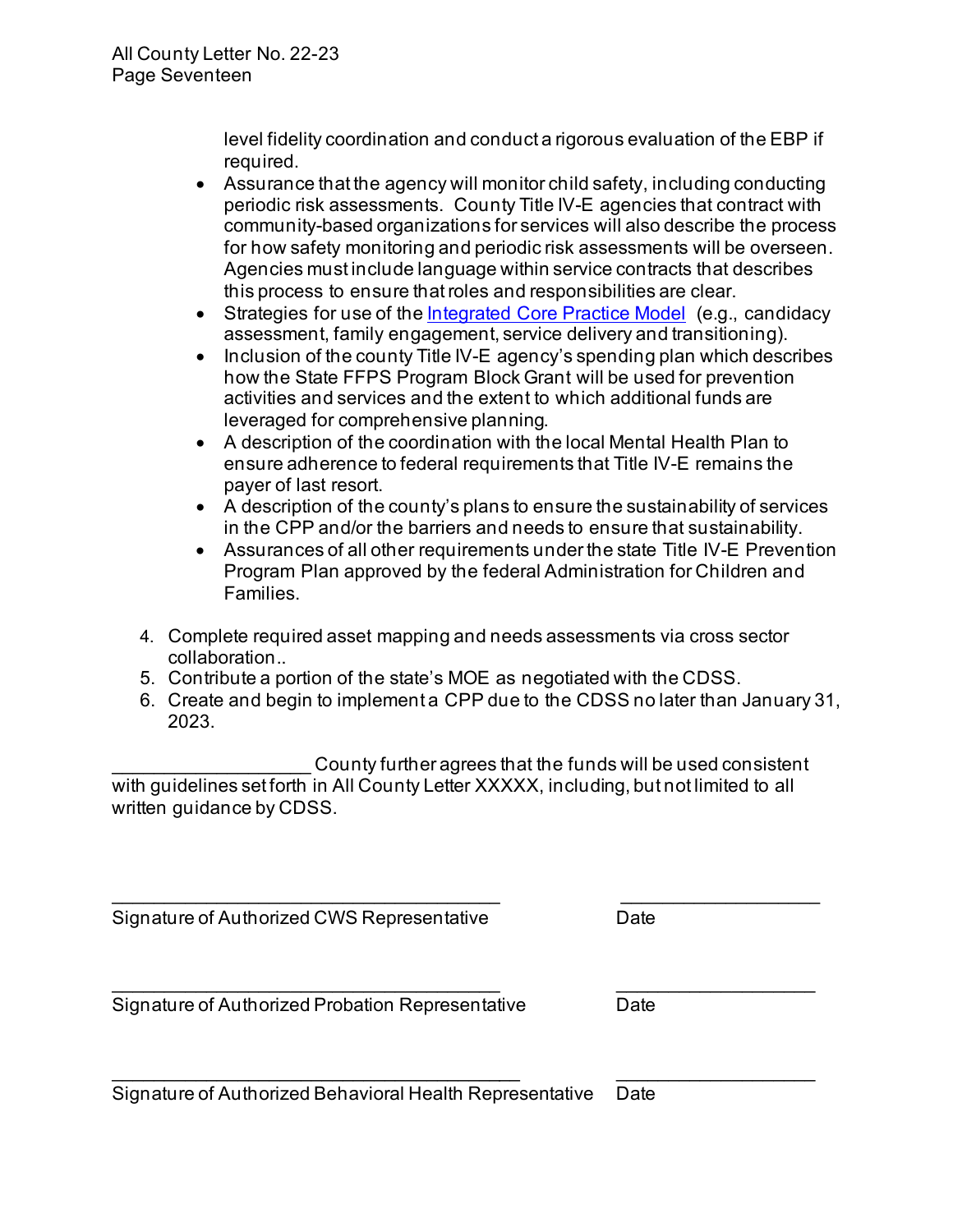level fidelity coordination and conduct a rigorous evaluation of the EBP if required.
- Assurance that the agency will monitor child safety, including conducting periodic risk assessments. County Title IV-E agencies that contract with community-based organizations for services will also describe the process for how safety monitoring and periodic risk assessments will be overseen. Agencies must include language within service contracts that describes this process to ensure that roles and responsibilities are clear.
- Strategies for use of the [Integrated Core Practice Model](Integrated Core Practice Model) (e.g., candidacy assessment, family engagement, service delivery and transitioning).
- Inclusion of the county Title IV-E agency's spending plan which describes how the State FFPS Program Block Grant will be used for prevention activities and services and the extent to which additional funds are leveraged for comprehensive planning.
- A description of the coordination with the local Mental Health Plan to ensure adherence to federal requirements that Title IV-E remains the payer of last resort.
- A description of the county's plans to ensure the sustainability of services in the CPP and/or the barriers and needs to ensure that sustainability.
- Assurances of all other requirements under the state Title IV-E Prevention Program Plan approved by the federal Administration for Children and Families.

4. Complete required asset mapping and needs assessments via cross sector collaboration..
5. Contribute a portion of the state's MOE as negotiated with the CDSS.
6. Create and begin to implement a CPP due to the CDSS no later than January 31, 2023.

___________________ County further agrees that the funds will be used consistent with guidelines set forth in All County Letter XXXXX, including, but not limited to all written guidance by CDSS.

_____________________________________ ___________________
Signature of Authorized CWS Representative Date

_____________________________________ ___________________
Signature of Authorized Probation Representative Date

_____________________________________ ___________________
Signature of Authorized Behavioral Health Representative Date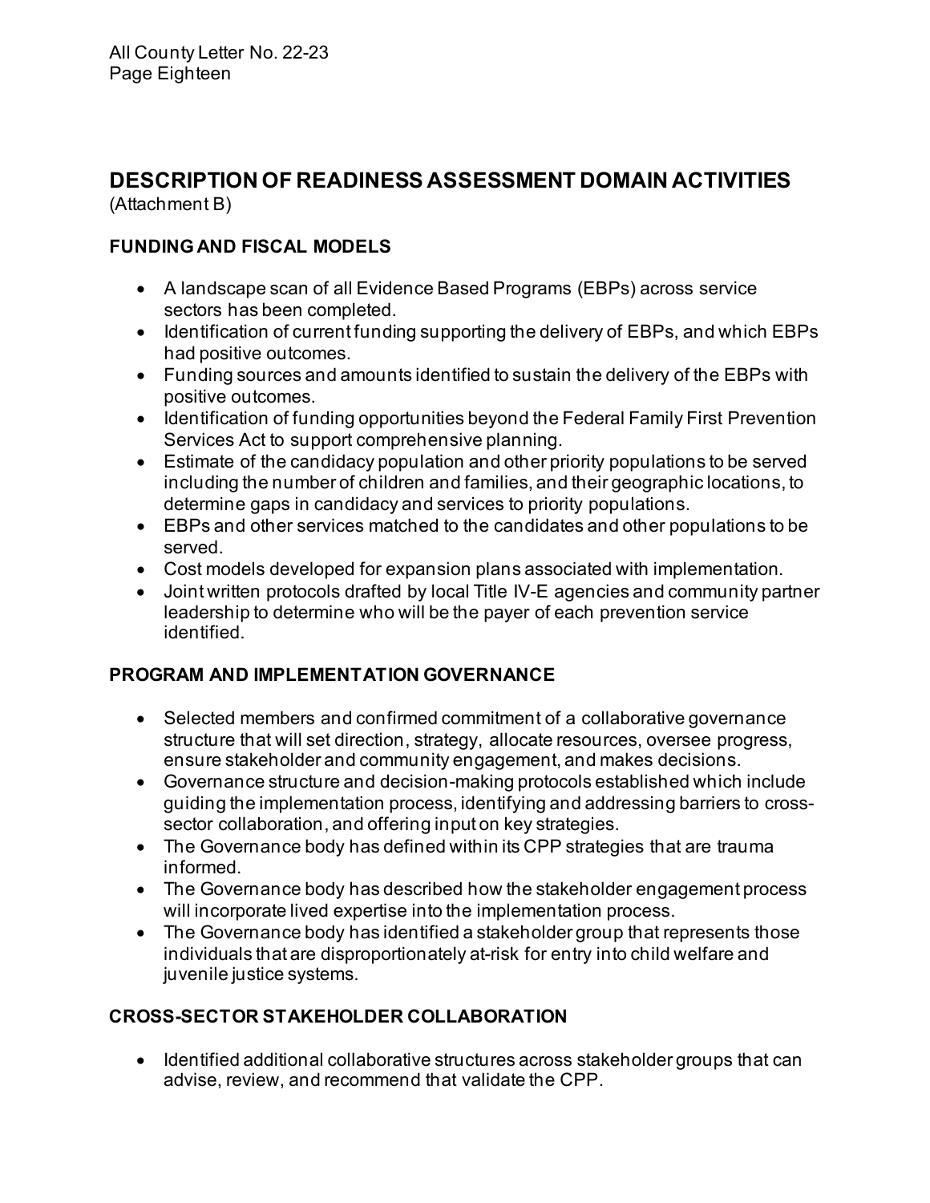## DESCRIPTION OF READINESS ASSESSMENT DOMAIN ACTIVITIES

(Attachment B)

### FUNDING AND FISCAL MODELS

- A landscape scan of all Evidence Based Programs (EBPs) across service sectors has been completed.
- Identification of current funding supporting the delivery of EBPs, and which EBPs had positive outcomes.
- Funding sources and amounts identified to sustain the delivery of the EBPs with positive outcomes.
- Identification of funding opportunities beyond the Federal Family First Prevention Services Act to support comprehensive planning.
- Estimate of the candidacy population and other priority populations to be served including the number of children and families, and their geographic locations, to determine gaps in candidacy and services to priority populations.
- EBPs and other services matched to the candidates and other populations to be served.
- Cost models developed for expansion plans associated with implementation.
- Joint written protocols drafted by local Title IV-E agencies and community partner leadership to determine who will be the payer of each prevention service identified.

### PROGRAM AND IMPLEMENTATION GOVERNANCE

- Selected members and confirmed commitment of a collaborative governance structure that will set direction, strategy, allocate resources, oversee progress, ensure stakeholder and community engagement, and makes decisions.
- Governance structure and decision-making protocols established which include guiding the implementation process, identifying and addressing barriers to cross-sector collaboration, and offering input on key strategies.
- The Governance body has defined within its CPP strategies that are trauma informed.
- The Governance body has described how the stakeholder engagement process will incorporate lived expertise into the implementation process.
- The Governance body has identified a stakeholder group that represents those individuals that are disproportionately at-risk for entry into child welfare and juvenile justice systems.

### CROSS-SECTOR STAKEHOLDER COLLABORATION

- Identified additional collaborative structures across stakeholder groups that can advise, review, and recommend that validate the CPP.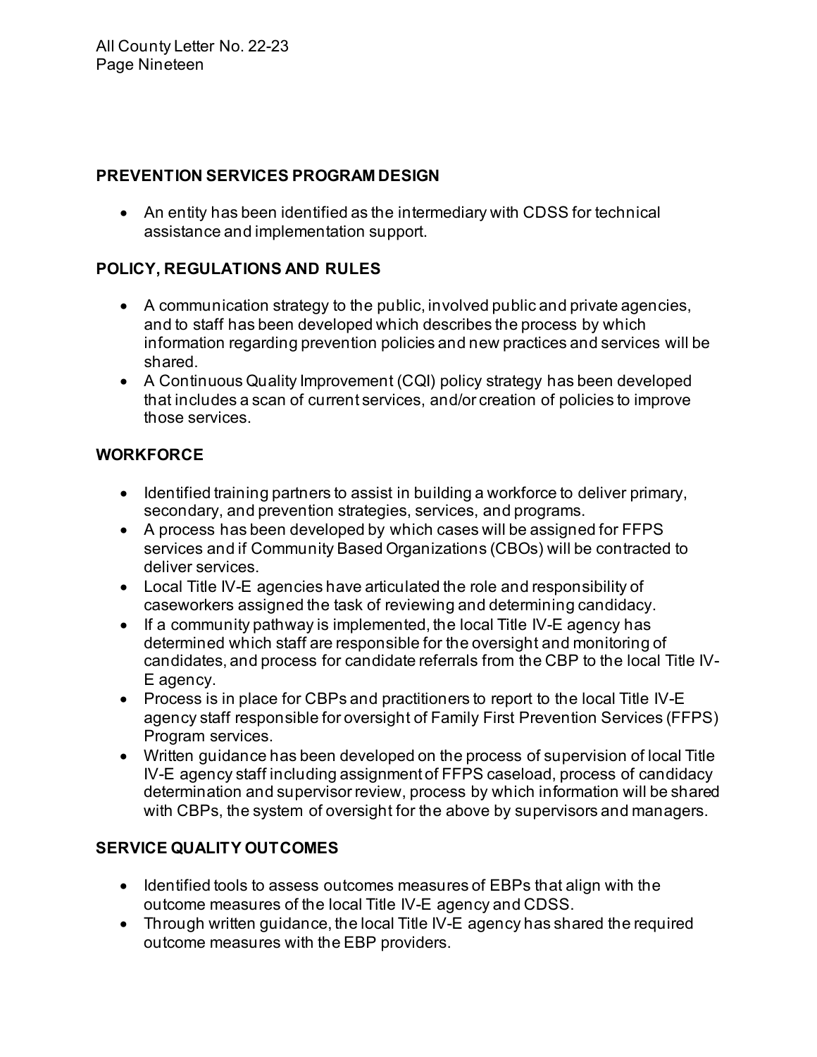**PREVENTION SERVICES PROGRAM DESIGN**

- An entity has been identified as the intermediary with CDSS for technical assistance and implementation support.

**POLICY, REGULATIONS AND RULES**

- A communication strategy to the public, involved public and private agencies, and to staff has been developed which describes the process by which information regarding prevention policies and new practices and services will be shared.
- A Continuous Quality Improvement (CQI) policy strategy has been developed that includes a scan of current services, and/or creation of policies to improve those services.

**WORKFORCE**

- Identified training partners to assist in building a workforce to deliver primary, secondary, and prevention strategies, services, and programs.
- A process has been developed by which cases will be assigned for FFPS services and if Community Based Organizations (CBOs) will be contracted to deliver services.
- Local Title IV-E agencies have articulated the role and responsibility of caseworkers assigned the task of reviewing and determining candidacy.
- If a community pathway is implemented, the local Title IV-E agency has determined which staff are responsible for the oversight and monitoring of candidates, and process for candidate referrals from the CBP to the local Title IV-E agency.
- Process is in place for CBPs and practitioners to report to the local Title IV-E agency staff responsible for oversight of Family First Prevention Services (FFPS) Program services.
- Written guidance has been developed on the process of supervision of local Title IV-E agency staff including assignment of FFPS caseload, process of candidacy determination and supervisor review, process by which information will be shared with CBPs, the system of oversight for the above by supervisors and managers.

**SERVICE QUALITY OUTCOMES**

- Identified tools to assess outcomes measures of EBPs that align with the outcome measures of the local Title IV-E agency and CDSS.
- Through written guidance, the local Title IV-E agency has shared the required outcome measures with the EBP providers.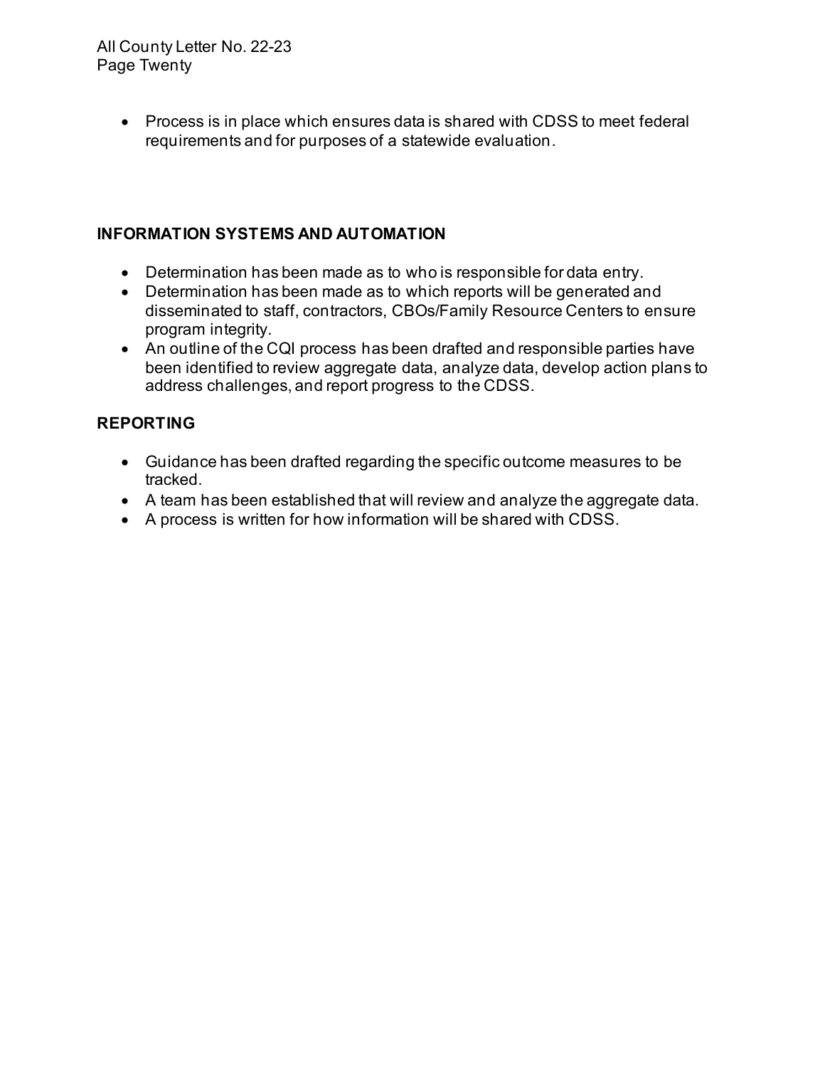- Process is in place which ensures data is shared with CDSS to meet federal requirements and for purposes of a statewide evaluation.

**INFORMATION SYSTEMS AND AUTOMATION**

- Determination has been made as to who is responsible for data entry.
- Determination has been made as to which reports will be generated and disseminated to staff, contractors, CBOs/Family Resource Centers to ensure program integrity.
- An outline of the CQI process has been drafted and responsible parties have been identified to review aggregate data, analyze data, develop action plans to address challenges, and report progress to the CDSS.

**REPORTING**

- Guidance has been drafted regarding the specific outcome measures to be tracked.
- A team has been established that will review and analyze the aggregate data.
- A process is written for how information will be shared with CDSS.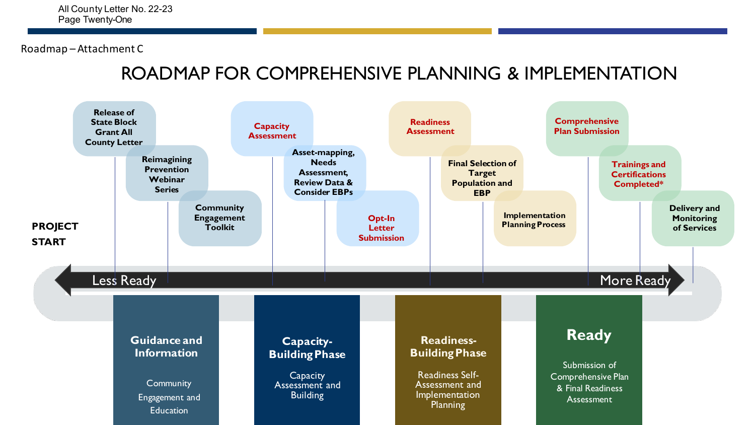Roadmap – Attachment C

# ROADMAP FOR COMPREHENSIVE PLANNING & IMPLEMENTATION

PROJECT START

Release of State Block Grant All County Letter

Reimagining Prevention Webinar Series

Community Engagement Toolkit

Capacity Assessment

Asset-mapping, Needs Assessment, Review Data & Consider EBPs

Opt-In Letter Submission

Readiness Assessment

Final Selection of Target Population and EBP

Implementation Planning Process

Comprehensive Plan Submission

Trainings and Certifications Completed*

Delivery and Monitoring of Services

Less Ready

More Ready

**Guidance and Information**

Community Engagement and Education

**Capacity-Building Phase**

Capacity Assessment and Building

**Readiness-Building Phase**

Readiness Self-Assessment and Implementation Planning

**Ready**

Submission of Comprehensive Plan & Final Readiness Assessment